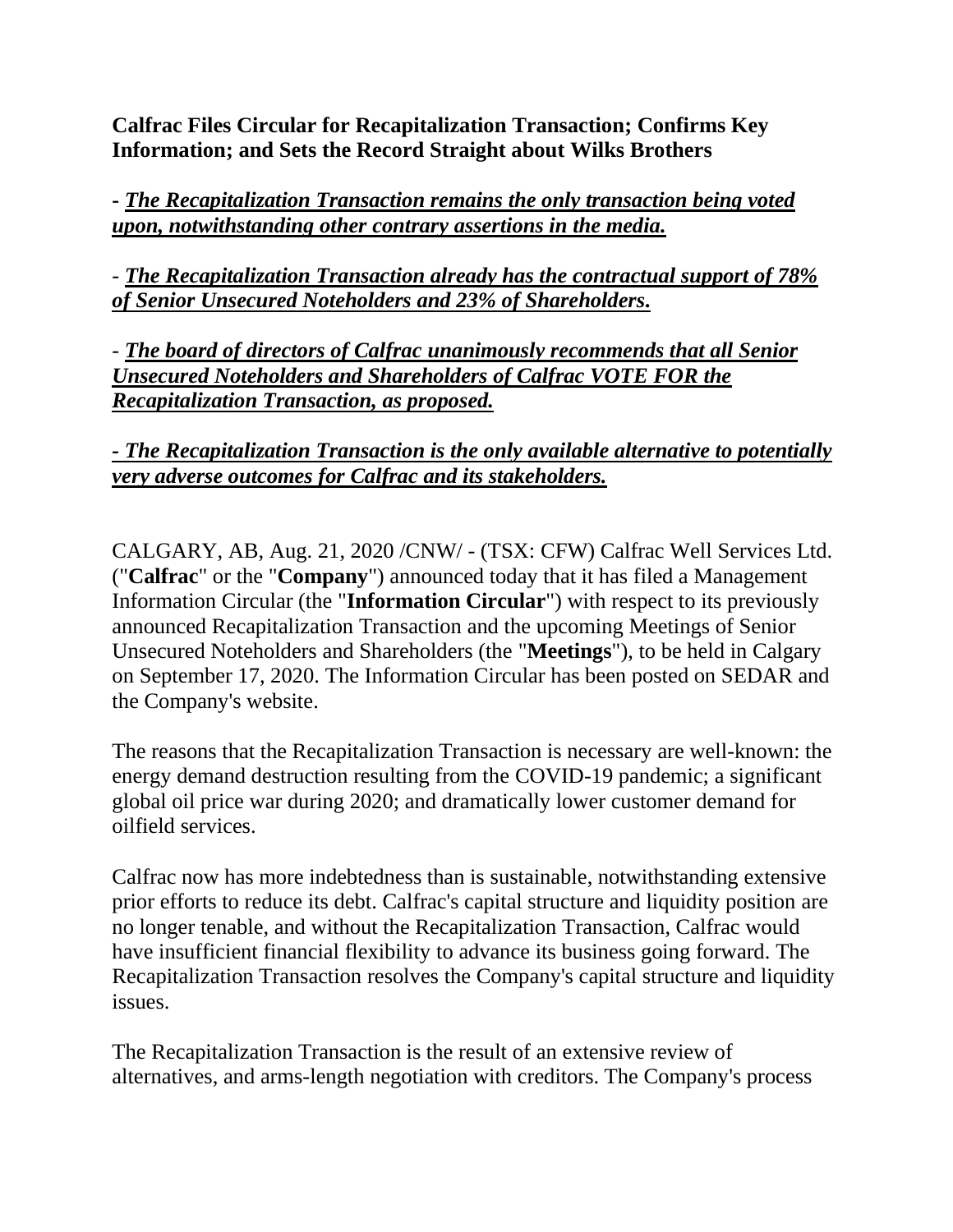**Calfrac Files Circular for Recapitalization Transaction; Confirms Key Information; and Sets the Record Straight about Wilks Brothers**

- ***The Recapitalization Transaction remains the only transaction being voted upon, notwithstanding other contrary assertions in the media.***

- ***The Recapitalization Transaction already has the contractual support of 78% of Senior Unsecured Noteholders and 23% of Shareholders.***

- ***The board of directors of Calfrac unanimously recommends that all Senior Unsecured Noteholders and Shareholders of Calfrac VOTE FOR the Recapitalization Transaction, as proposed.***

***- The Recapitalization Transaction is the only available alternative to potentially very adverse outcomes for Calfrac and its stakeholders.***

CALGARY, AB, Aug. 21, 2020 /CNW/ - (TSX: CFW) Calfrac Well Services Ltd. ("**Calfrac**" or the "**Company**") announced today that it has filed a Management Information Circular (the "**Information Circular**") with respect to its previously announced Recapitalization Transaction and the upcoming Meetings of Senior Unsecured Noteholders and Shareholders (the "**Meetings**"), to be held in Calgary on September 17, 2020. The Information Circular has been posted on SEDAR and the Company's website.

The reasons that the Recapitalization Transaction is necessary are well-known: the energy demand destruction resulting from the COVID-19 pandemic; a significant global oil price war during 2020; and dramatically lower customer demand for oilfield services.

Calfrac now has more indebtedness than is sustainable, notwithstanding extensive prior efforts to reduce its debt. Calfrac's capital structure and liquidity position are no longer tenable, and without the Recapitalization Transaction, Calfrac would have insufficient financial flexibility to advance its business going forward. The Recapitalization Transaction resolves the Company's capital structure and liquidity issues.

The Recapitalization Transaction is the result of an extensive review of alternatives, and arms-length negotiation with creditors. The Company's process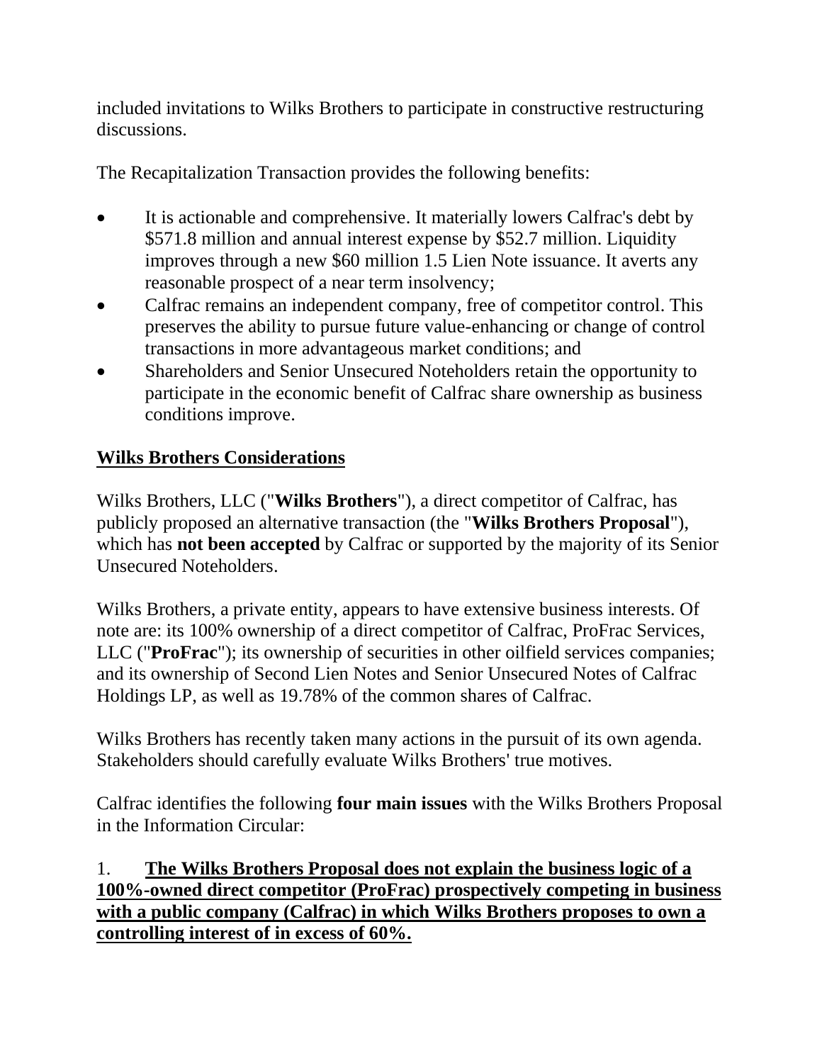included invitations to Wilks Brothers to participate in constructive restructuring discussions.

The Recapitalization Transaction provides the following benefits:

- It is actionable and comprehensive. It materially lowers Calfrac's debt by $571.8 million and annual interest expense by $52.7 million. Liquidity improves through a new $60 million 1.5 Lien Note issuance. It averts any reasonable prospect of a near term insolvency;
- Calfrac remains an independent company, free of competitor control. This preserves the ability to pursue future value-enhancing or change of control transactions in more advantageous market conditions; and
- Shareholders and Senior Unsecured Noteholders retain the opportunity to participate in the economic benefit of Calfrac share ownership as business conditions improve.

## Wilks Brothers Considerations

Wilks Brothers, LLC ("**Wilks Brothers**"), a direct competitor of Calfrac, has publicly proposed an alternative transaction (the "**Wilks Brothers Proposal**"), which has **not been accepted** by Calfrac or supported by the majority of its Senior Unsecured Noteholders.

Wilks Brothers, a private entity, appears to have extensive business interests. Of note are: its 100% ownership of a direct competitor of Calfrac, ProFrac Services, LLC ("**ProFrac**"); its ownership of securities in other oilfield services companies; and its ownership of Second Lien Notes and Senior Unsecured Notes of Calfrac Holdings LP, as well as 19.78% of the common shares of Calfrac.

Wilks Brothers has recently taken many actions in the pursuit of its own agenda. Stakeholders should carefully evaluate Wilks Brothers' true motives.

Calfrac identifies the following **four main issues** with the Wilks Brothers Proposal in the Information Circular:

1. **The Wilks Brothers Proposal does not explain the business logic of a 100%-owned direct competitor (ProFrac) prospectively competing in business with a public company (Calfrac) in which Wilks Brothers proposes to own a controlling interest of in excess of 60%.**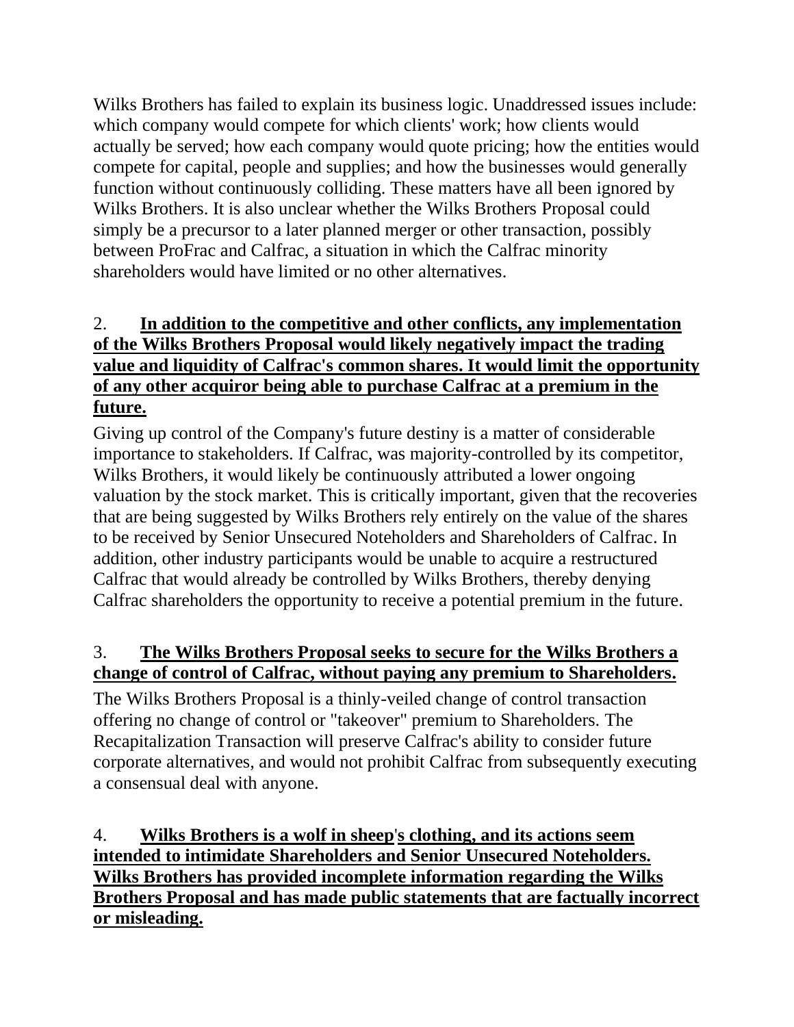Wilks Brothers has failed to explain its business logic. Unaddressed issues include: which company would compete for which clients' work; how clients would actually be served; how each company would quote pricing; how the entities would compete for capital, people and supplies; and how the businesses would generally function without continuously colliding. These matters have all been ignored by Wilks Brothers. It is also unclear whether the Wilks Brothers Proposal could simply be a precursor to a later planned merger or other transaction, possibly between ProFrac and Calfrac, a situation in which the Calfrac minority shareholders would have limited or no other alternatives.

2. **<u>In addition to the competitive and other conflicts, any implementation of the Wilks Brothers Proposal would likely negatively impact the trading value and liquidity of Calfrac's common shares. It would limit the opportunity of any other acquiror being able to purchase Calfrac at a premium in the future.</u>**

Giving up control of the Company's future destiny is a matter of considerable importance to stakeholders. If Calfrac, was majority-controlled by its competitor, Wilks Brothers, it would likely be continuously attributed a lower ongoing valuation by the stock market. This is critically important, given that the recoveries that are being suggested by Wilks Brothers rely entirely on the value of the shares to be received by Senior Unsecured Noteholders and Shareholders of Calfrac. In addition, other industry participants would be unable to acquire a restructured Calfrac that would already be controlled by Wilks Brothers, thereby denying Calfrac shareholders the opportunity to receive a potential premium in the future.

3. **<u>The Wilks Brothers Proposal seeks to secure for the Wilks Brothers a change of control of Calfrac, without paying any premium to Shareholders.</u>**

The Wilks Brothers Proposal is a thinly-veiled change of control transaction offering no change of control or "takeover" premium to Shareholders. The Recapitalization Transaction will preserve Calfrac's ability to consider future corporate alternatives, and would not prohibit Calfrac from subsequently executing a consensual deal with anyone.

4. **<u>Wilks Brothers is a wolf in sheep's clothing, and its actions seem intended to intimidate Shareholders and Senior Unsecured Noteholders. Wilks Brothers has provided incomplete information regarding the Wilks Brothers Proposal and has made public statements that are factually incorrect or misleading.</u>**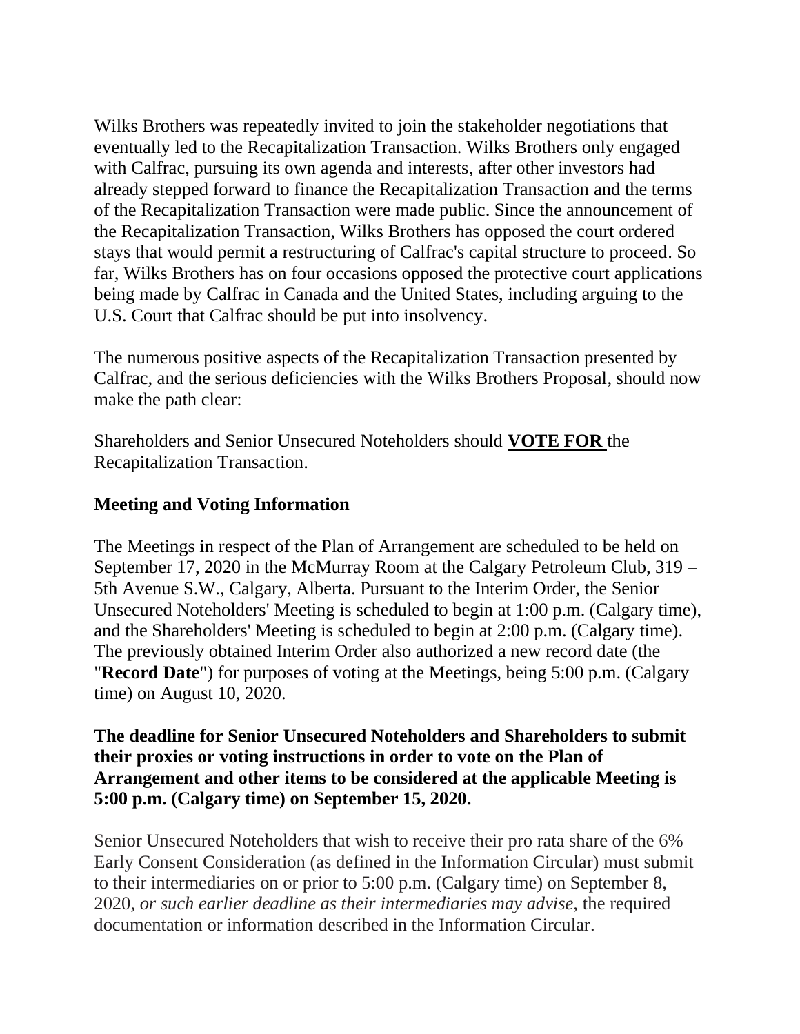Wilks Brothers was repeatedly invited to join the stakeholder negotiations that eventually led to the Recapitalization Transaction. Wilks Brothers only engaged with Calfrac, pursuing its own agenda and interests, after other investors had already stepped forward to finance the Recapitalization Transaction and the terms of the Recapitalization Transaction were made public. Since the announcement of the Recapitalization Transaction, Wilks Brothers has opposed the court ordered stays that would permit a restructuring of Calfrac's capital structure to proceed. So far, Wilks Brothers has on four occasions opposed the protective court applications being made by Calfrac in Canada and the United States, including arguing to the U.S. Court that Calfrac should be put into insolvency.

The numerous positive aspects of the Recapitalization Transaction presented by Calfrac, and the serious deficiencies with the Wilks Brothers Proposal, should now make the path clear:

Shareholders and Senior Unsecured Noteholders should **VOTE FOR** the Recapitalization Transaction.

**Meeting and Voting Information**

The Meetings in respect of the Plan of Arrangement are scheduled to be held on September 17, 2020 in the McMurray Room at the Calgary Petroleum Club, 319 – 5th Avenue S.W., Calgary, Alberta. Pursuant to the Interim Order, the Senior Unsecured Noteholders' Meeting is scheduled to begin at 1:00 p.m. (Calgary time), and the Shareholders' Meeting is scheduled to begin at 2:00 p.m. (Calgary time). The previously obtained Interim Order also authorized a new record date (the "**Record Date**") for purposes of voting at the Meetings, being 5:00 p.m. (Calgary time) on August 10, 2020.

**The deadline for Senior Unsecured Noteholders and Shareholders to submit their proxies or voting instructions in order to vote on the Plan of Arrangement and other items to be considered at the applicable Meeting is 5:00 p.m. (Calgary time) on September 15, 2020.**

Senior Unsecured Noteholders that wish to receive their pro rata share of the 6% Early Consent Consideration (as defined in the Information Circular) must submit to their intermediaries on or prior to 5:00 p.m. (Calgary time) on September 8, 2020, *or such earlier deadline as their intermediaries may advise,* the required documentation or information described in the Information Circular.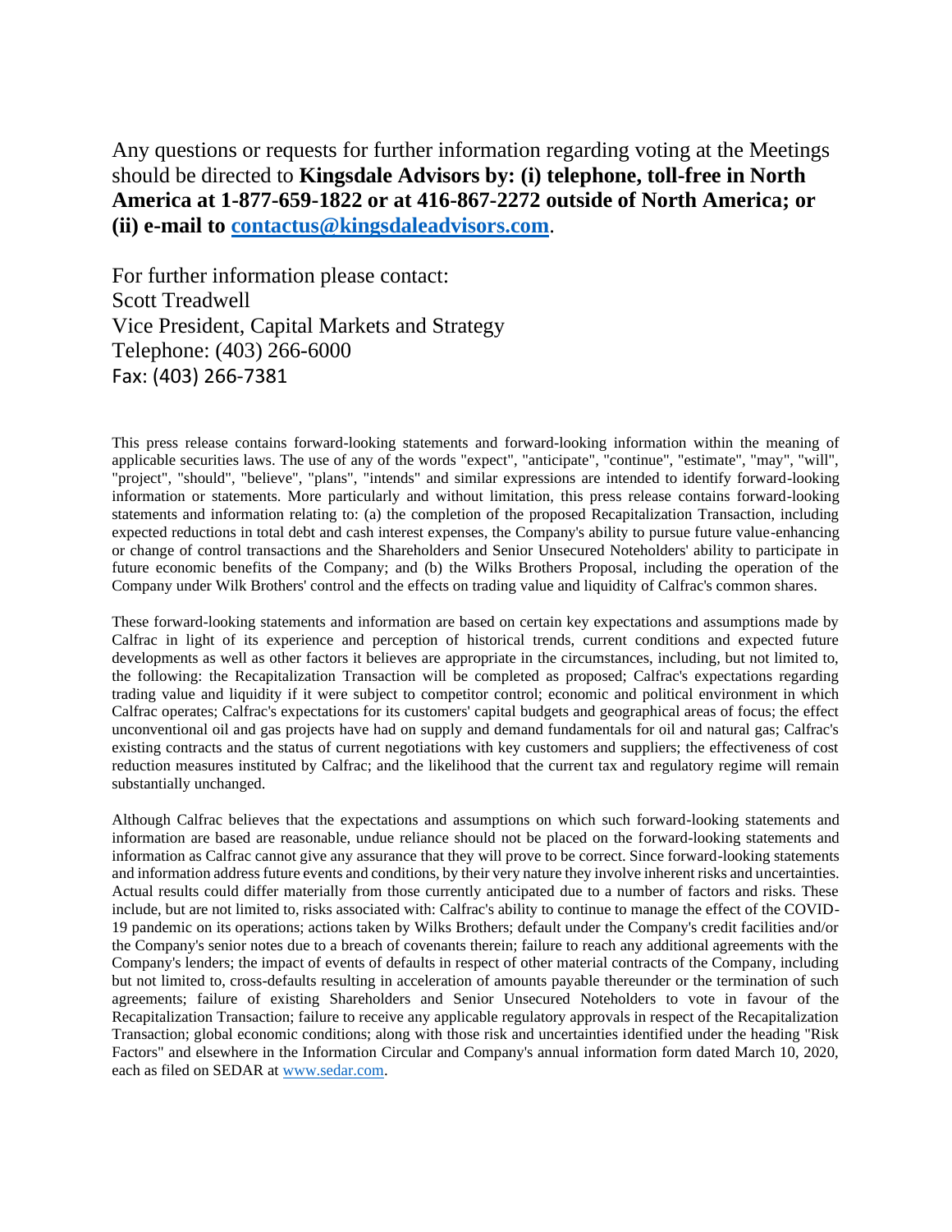Any questions or requests for further information regarding voting at the Meetings should be directed to **Kingsdale Advisors by: (i) telephone, toll-free in North America at 1-877-659-1822 or at 416-867-2272 outside of North America; or (ii) e-mail to contactus@kingsdaleadvisors.com**.

For further information please contact:
Scott Treadwell
Vice President, Capital Markets and Strategy
Telephone: (403) 266-6000
Fax: (403) 266-7381

This press release contains forward-looking statements and forward-looking information within the meaning of applicable securities laws. The use of any of the words "expect", "anticipate", "continue", "estimate", "may", "will", "project", "should", "believe", "plans", "intends" and similar expressions are intended to identify forward-looking information or statements. More particularly and without limitation, this press release contains forward-looking statements and information relating to: (a) the completion of the proposed Recapitalization Transaction, including expected reductions in total debt and cash interest expenses, the Company's ability to pursue future value-enhancing or change of control transactions and the Shareholders and Senior Unsecured Noteholders' ability to participate in future economic benefits of the Company; and (b) the Wilks Brothers Proposal, including the operation of the Company under Wilk Brothers' control and the effects on trading value and liquidity of Calfrac's common shares.

These forward-looking statements and information are based on certain key expectations and assumptions made by Calfrac in light of its experience and perception of historical trends, current conditions and expected future developments as well as other factors it believes are appropriate in the circumstances, including, but not limited to, the following: the Recapitalization Transaction will be completed as proposed; Calfrac's expectations regarding trading value and liquidity if it were subject to competitor control; economic and political environment in which Calfrac operates; Calfrac's expectations for its customers' capital budgets and geographical areas of focus; the effect unconventional oil and gas projects have had on supply and demand fundamentals for oil and natural gas; Calfrac's existing contracts and the status of current negotiations with key customers and suppliers; the effectiveness of cost reduction measures instituted by Calfrac; and the likelihood that the current tax and regulatory regime will remain substantially unchanged.

Although Calfrac believes that the expectations and assumptions on which such forward-looking statements and information are based are reasonable, undue reliance should not be placed on the forward-looking statements and information as Calfrac cannot give any assurance that they will prove to be correct. Since forward-looking statements and information address future events and conditions, by their very nature they involve inherent risks and uncertainties. Actual results could differ materially from those currently anticipated due to a number of factors and risks. These include, but are not limited to, risks associated with: Calfrac's ability to continue to manage the effect of the COVID-19 pandemic on its operations; actions taken by Wilks Brothers; default under the Company's credit facilities and/or the Company's senior notes due to a breach of covenants therein; failure to reach any additional agreements with the Company's lenders; the impact of events of defaults in respect of other material contracts of the Company, including but not limited to, cross-defaults resulting in acceleration of amounts payable thereunder or the termination of such agreements; failure of existing Shareholders and Senior Unsecured Noteholders to vote in favour of the Recapitalization Transaction; failure to receive any applicable regulatory approvals in respect of the Recapitalization Transaction; global economic conditions; along with those risk and uncertainties identified under the heading "Risk Factors" and elsewhere in the Information Circular and Company's annual information form dated March 10, 2020, each as filed on SEDAR at www.sedar.com.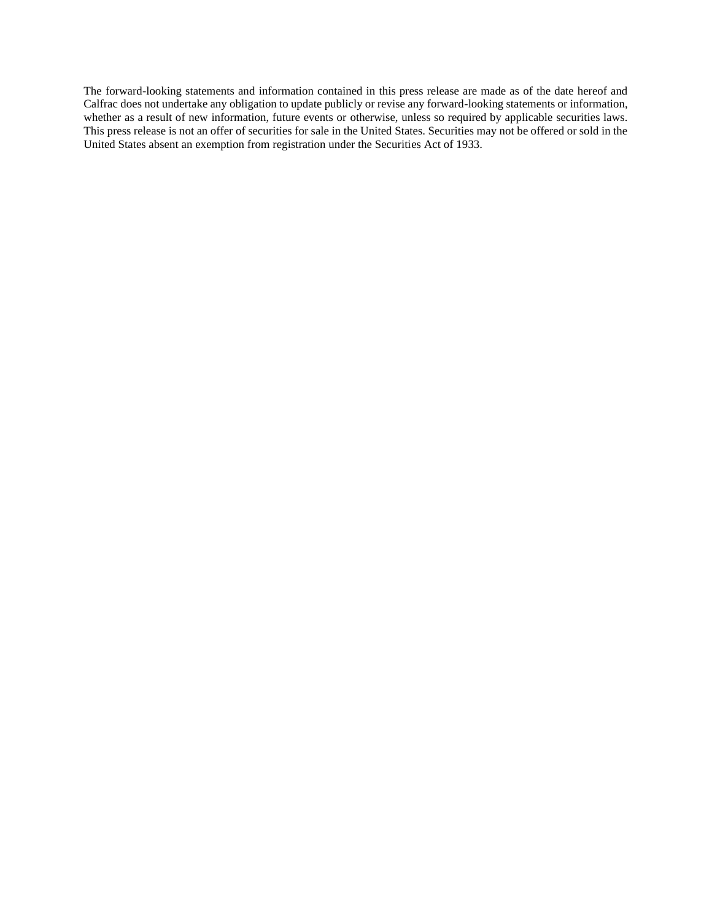The forward-looking statements and information contained in this press release are made as of the date hereof and Calfrac does not undertake any obligation to update publicly or revise any forward-looking statements or information, whether as a result of new information, future events or otherwise, unless so required by applicable securities laws. This press release is not an offer of securities for sale in the United States. Securities may not be offered or sold in the United States absent an exemption from registration under the Securities Act of 1933.